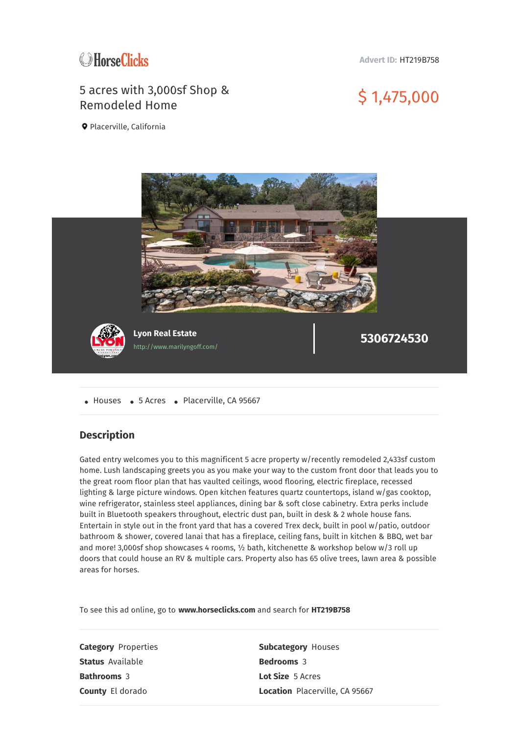HorseClicks

**Advert ID:** HT219B758

# 5 acres with 3,000sf Shop & Remodeled Home

## $ 1,475,000

Placerville, California

**Lyon Real Estate**
http://www.marilyngoff.com/

**5306724530**

- Houses
- 5 Acres
- Placerville, CA 95667

## Description

Gated entry welcomes you to this magnificent 5 acre property w/recently remodeled 2,433sf custom home. Lush landscaping greets you as you make your way to the custom front door that leads you to the great room floor plan that has vaulted ceilings, wood flooring, electric fireplace, recessed lighting & large picture windows. Open kitchen features quartz countertops, island w/gas cooktop, wine refrigerator, stainless steel appliances, dining bar & soft close cabinetry. Extra perks include built in Bluetooth speakers throughout, electric dust pan, built in desk & 2 whole house fans. Entertain in style out in the front yard that has a covered Trex deck, built in pool w/patio, outdoor bathroom & shower, covered lanai that has a fireplace, ceiling fans, built in kitchen & BBQ, wet bar and more! 3,000sf shop showcases 4 rooms, ½ bath, kitchenette & workshop below w/3 roll up doors that could house an RV & multiple cars. Property also has 65 olive trees, lawn area & possible areas for horses.

To see this ad online, go to **www.horseclicks.com** and search for **HT219B758**

**Category** Properties

**Subcategory** Houses

**Status** Available

**Bedrooms** 3

**Bathrooms** 3

**Lot Size** 5 Acres

**County** El dorado

**Location** Placerville, CA 95667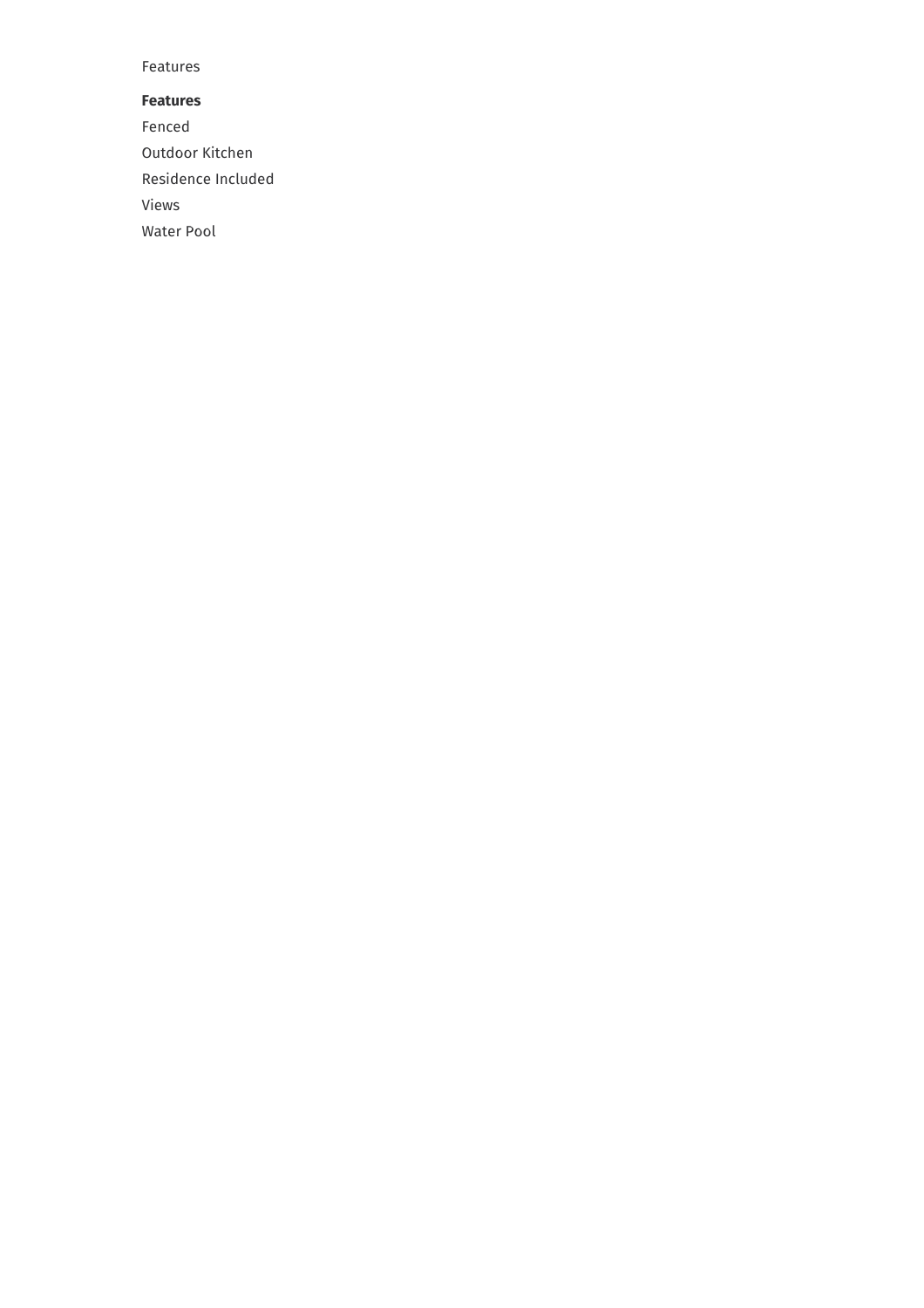Features

**Features**

Fenced

Outdoor Kitchen

Residence Included

Views

Water Pool